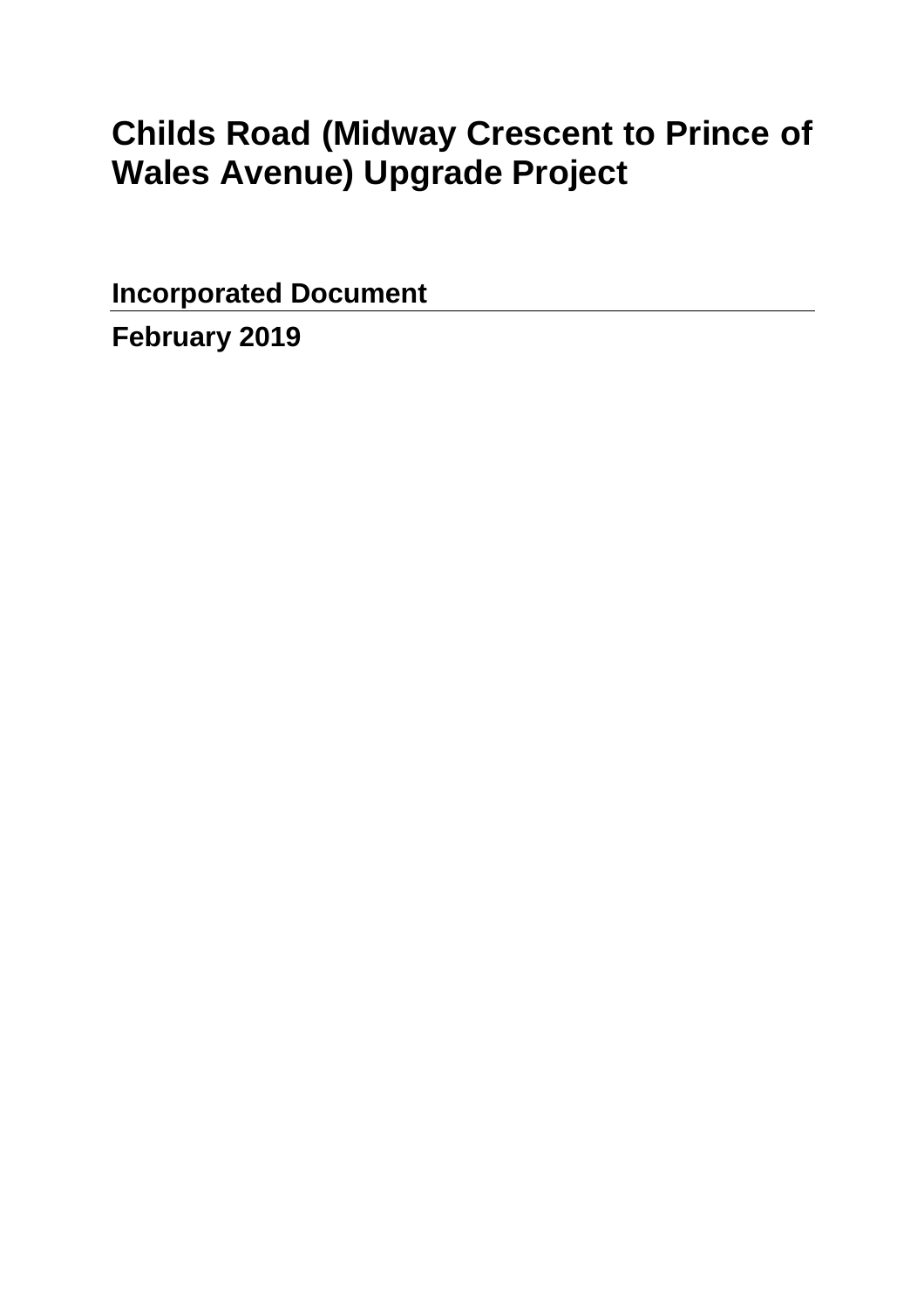# Childs Road (Midway Crescent to Prince of Wales Avenue) Upgrade Project

**Incorporated Document**

**February 2019**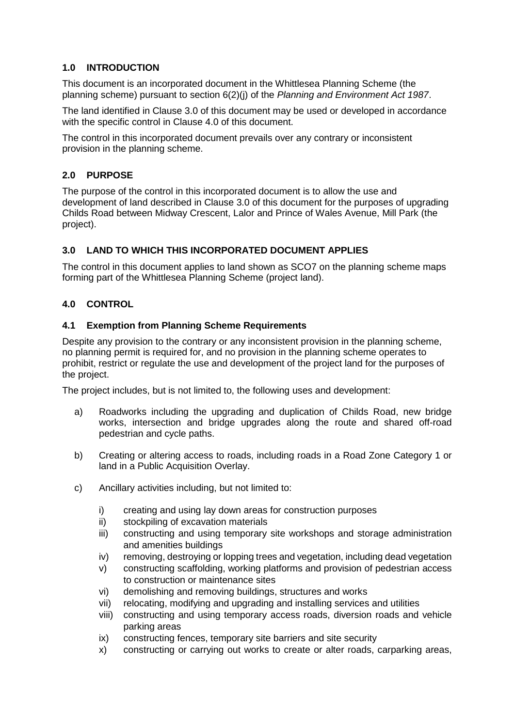## 1.0 INTRODUCTION

This document is an incorporated document in the Whittlesea Planning Scheme (the planning scheme) pursuant to section 6(2)(j) of the *Planning and Environment Act 1987*.

The land identified in Clause 3.0 of this document may be used or developed in accordance with the specific control in Clause 4.0 of this document.

The control in this incorporated document prevails over any contrary or inconsistent provision in the planning scheme.

## 2.0 PURPOSE

The purpose of the control in this incorporated document is to allow the use and development of land described in Clause 3.0 of this document for the purposes of upgrading Childs Road between Midway Crescent, Lalor and Prince of Wales Avenue, Mill Park (the project).

## 3.0 LAND TO WHICH THIS INCORPORATED DOCUMENT APPLIES

The control in this document applies to land shown as SCO7 on the planning scheme maps forming part of the Whittlesea Planning Scheme (project land).

## 4.0 CONTROL

### 4.1 Exemption from Planning Scheme Requirements

Despite any provision to the contrary or any inconsistent provision in the planning scheme, no planning permit is required for, and no provision in the planning scheme operates to prohibit, restrict or regulate the use and development of the project land for the purposes of the project.

The project includes, but is not limited to, the following uses and development:

a) Roadworks including the upgrading and duplication of Childs Road, new bridge works, intersection and bridge upgrades along the route and shared off-road pedestrian and cycle paths.

b) Creating or altering access to roads, including roads in a Road Zone Category 1 or land in a Public Acquisition Overlay.

c) Ancillary activities including, but not limited to:

   i) creating and using lay down areas for construction purposes
   ii) stockpiling of excavation materials
   iii) constructing and using temporary site workshops and storage administration and amenities buildings
   iv) removing, destroying or lopping trees and vegetation, including dead vegetation
   v) constructing scaffolding, working platforms and provision of pedestrian access to construction or maintenance sites
   vi) demolishing and removing buildings, structures and works
   vii) relocating, modifying and upgrading and installing services and utilities
   viii) constructing and using temporary access roads, diversion roads and vehicle parking areas
   ix) constructing fences, temporary site barriers and site security
   x) constructing or carrying out works to create or alter roads, carparking areas,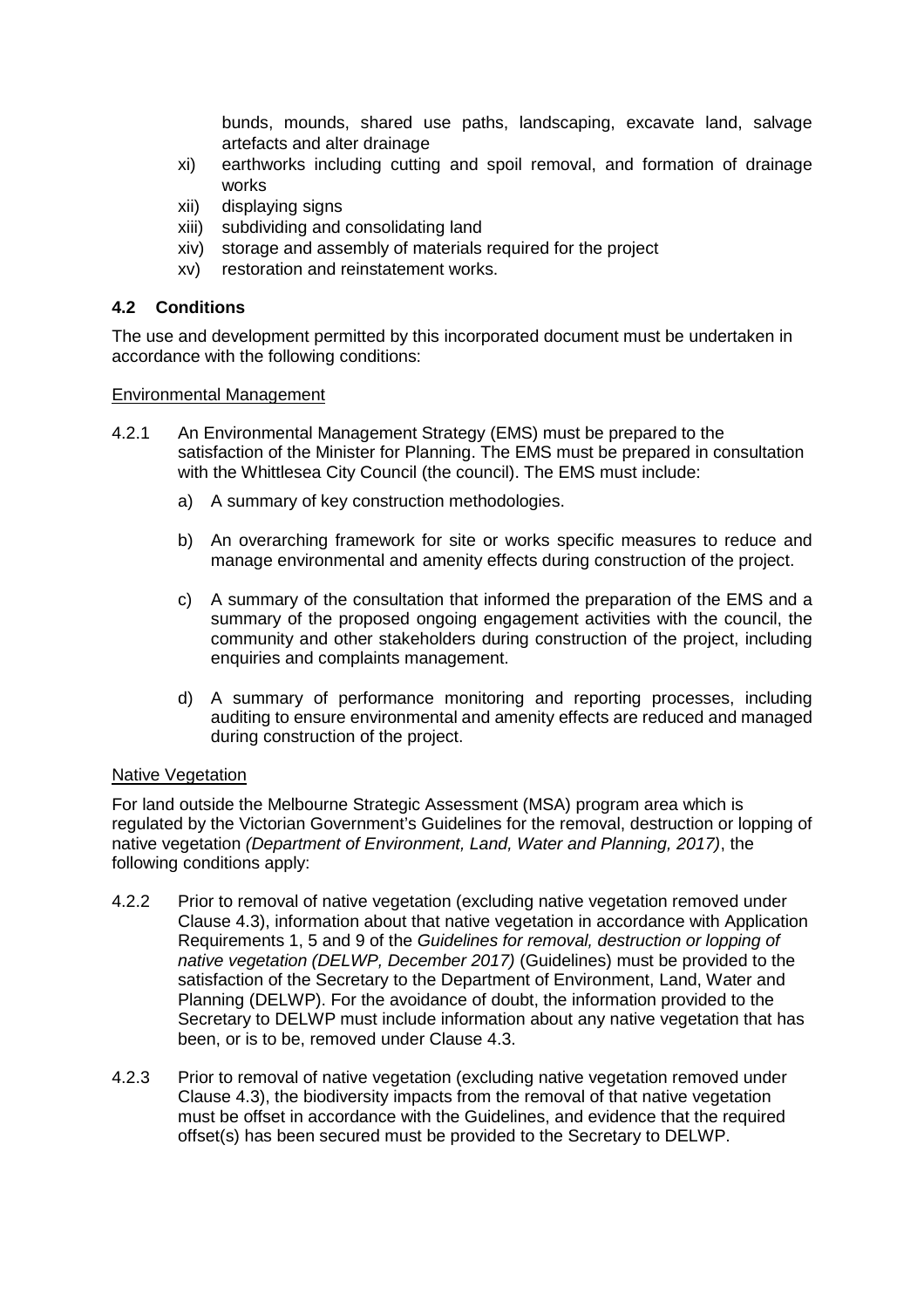bunds, mounds, shared use paths, landscaping, excavate land, salvage artefacts and alter drainage

xi) earthworks including cutting and spoil removal, and formation of drainage works

xii) displaying signs

xiii) subdividing and consolidating land

xiv) storage and assembly of materials required for the project

xv) restoration and reinstatement works.

### 4.2 Conditions

The use and development permitted by this incorporated document must be undertaken in accordance with the following conditions:

<u>Environmental Management</u>

4.2.1 An Environmental Management Strategy (EMS) must be prepared to the satisfaction of the Minister for Planning. The EMS must be prepared in consultation with the Whittlesea City Council (the council). The EMS must include:

a) A summary of key construction methodologies.

b) An overarching framework for site or works specific measures to reduce and manage environmental and amenity effects during construction of the project.

c) A summary of the consultation that informed the preparation of the EMS and a summary of the proposed ongoing engagement activities with the council, the community and other stakeholders during construction of the project, including enquiries and complaints management.

d) A summary of performance monitoring and reporting processes, including auditing to ensure environmental and amenity effects are reduced and managed during construction of the project.

<u>Native Vegetation</u>

For land outside the Melbourne Strategic Assessment (MSA) program area which is regulated by the Victorian Government's Guidelines for the removal, destruction or lopping of native vegetation *(Department of Environment, Land, Water and Planning, 2017)*, the following conditions apply:

4.2.2 Prior to removal of native vegetation (excluding native vegetation removed under Clause 4.3), information about that native vegetation in accordance with Application Requirements 1, 5 and 9 of the *Guidelines for removal, destruction or lopping of native vegetation (DELWP, December 2017)* (Guidelines) must be provided to the satisfaction of the Secretary to the Department of Environment, Land, Water and Planning (DELWP). For the avoidance of doubt, the information provided to the Secretary to DELWP must include information about any native vegetation that has been, or is to be, removed under Clause 4.3.

4.2.3 Prior to removal of native vegetation (excluding native vegetation removed under Clause 4.3), the biodiversity impacts from the removal of that native vegetation must be offset in accordance with the Guidelines, and evidence that the required offset(s) has been secured must be provided to the Secretary to DELWP.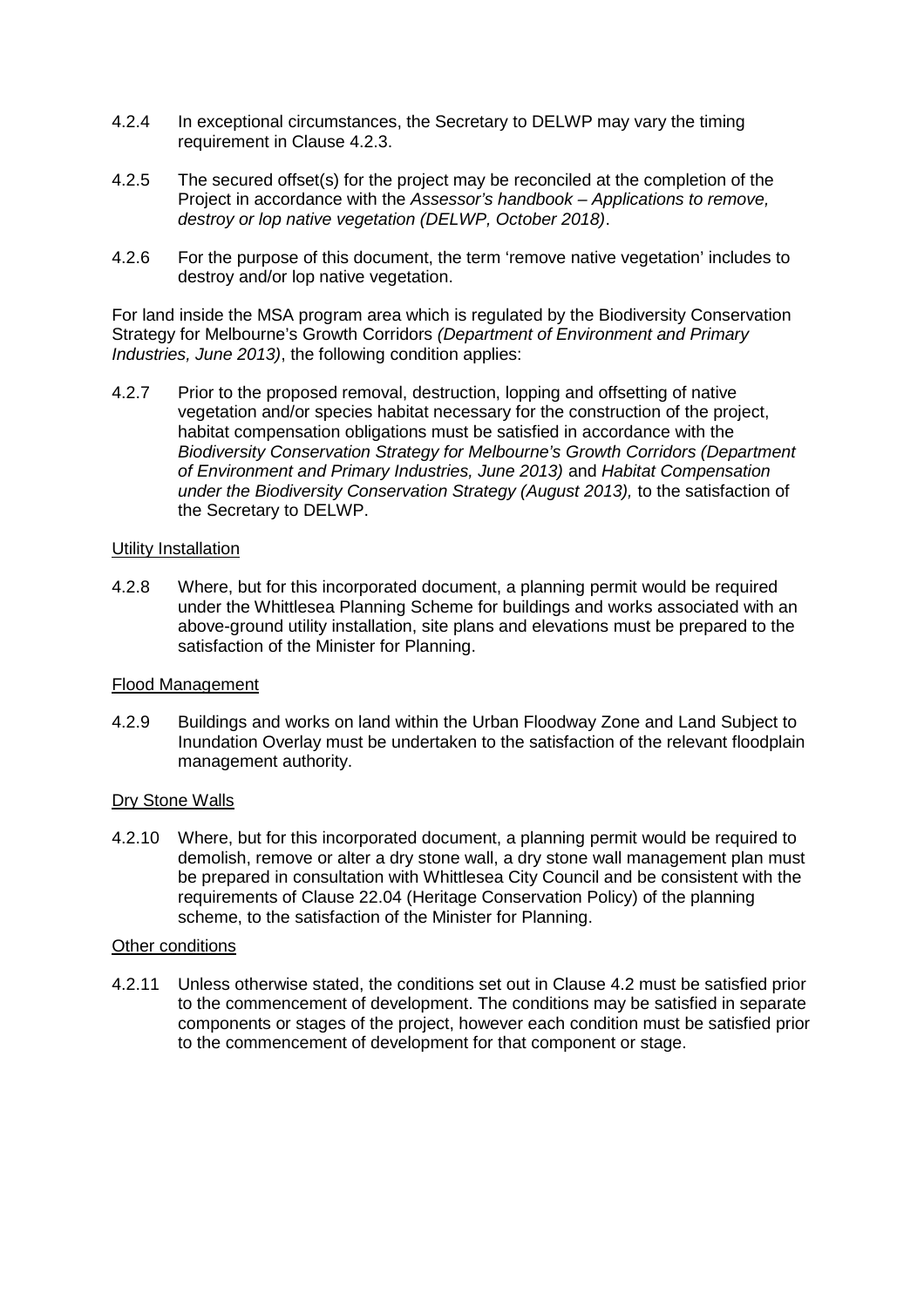4.2.4 In exceptional circumstances, the Secretary to DELWP may vary the timing requirement in Clause 4.2.3.

4.2.5 The secured offset(s) for the project may be reconciled at the completion of the Project in accordance with the *Assessor's handbook – Applications to remove, destroy or lop native vegetation (DELWP, October 2018)*.

4.2.6 For the purpose of this document, the term 'remove native vegetation' includes to destroy and/or lop native vegetation.

For land inside the MSA program area which is regulated by the Biodiversity Conservation Strategy for Melbourne's Growth Corridors *(Department of Environment and Primary Industries, June 2013)*, the following condition applies:

4.2.7 Prior to the proposed removal, destruction, lopping and offsetting of native vegetation and/or species habitat necessary for the construction of the project, habitat compensation obligations must be satisfied in accordance with the *Biodiversity Conservation Strategy for Melbourne's Growth Corridors (Department of Environment and Primary Industries, June 2013)* and *Habitat Compensation under the Biodiversity Conservation Strategy (August 2013),* to the satisfaction of the Secretary to DELWP.

<u>Utility Installation</u>

4.2.8 Where, but for this incorporated document, a planning permit would be required under the Whittlesea Planning Scheme for buildings and works associated with an above-ground utility installation, site plans and elevations must be prepared to the satisfaction of the Minister for Planning.

<u>Flood Management</u>

4.2.9 Buildings and works on land within the Urban Floodway Zone and Land Subject to Inundation Overlay must be undertaken to the satisfaction of the relevant floodplain management authority.

<u>Dry Stone Walls</u>

4.2.10 Where, but for this incorporated document, a planning permit would be required to demolish, remove or alter a dry stone wall, a dry stone wall management plan must be prepared in consultation with Whittlesea City Council and be consistent with the requirements of Clause 22.04 (Heritage Conservation Policy) of the planning scheme, to the satisfaction of the Minister for Planning.

<u>Other conditions</u>

4.2.11 Unless otherwise stated, the conditions set out in Clause 4.2 must be satisfied prior to the commencement of development. The conditions may be satisfied in separate components or stages of the project, however each condition must be satisfied prior to the commencement of development for that component or stage.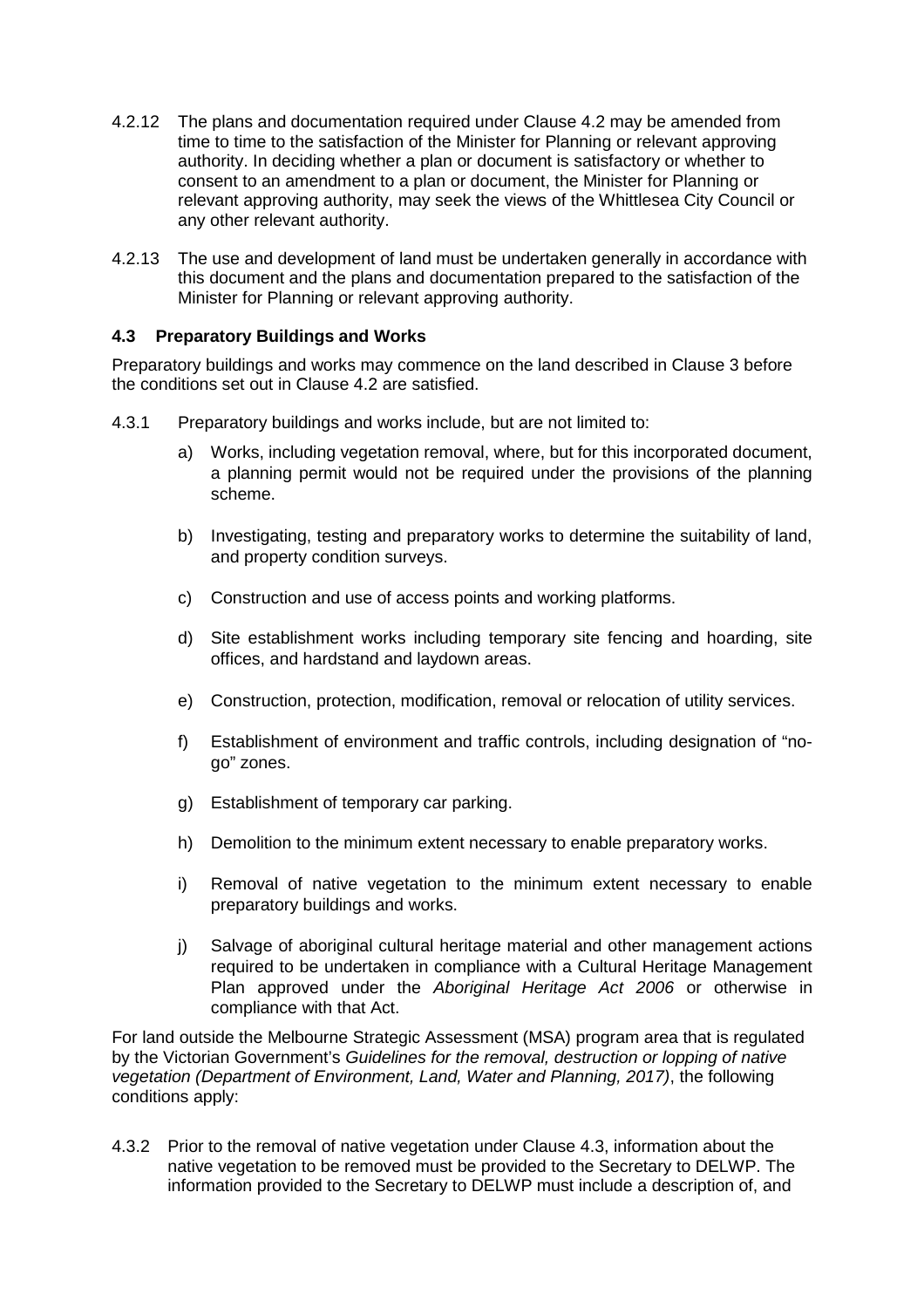4.2.12 The plans and documentation required under Clause 4.2 may be amended from time to time to the satisfaction of the Minister for Planning or relevant approving authority. In deciding whether a plan or document is satisfactory or whether to consent to an amendment to a plan or document, the Minister for Planning or relevant approving authority, may seek the views of the Whittlesea City Council or any other relevant authority.

4.2.13 The use and development of land must be undertaken generally in accordance with this document and the plans and documentation prepared to the satisfaction of the Minister for Planning or relevant approving authority.

### 4.3 Preparatory Buildings and Works

Preparatory buildings and works may commence on the land described in Clause 3 before the conditions set out in Clause 4.2 are satisfied.

4.3.1 Preparatory buildings and works include, but are not limited to:

a) Works, including vegetation removal, where, but for this incorporated document, a planning permit would not be required under the provisions of the planning scheme.

b) Investigating, testing and preparatory works to determine the suitability of land, and property condition surveys.

c) Construction and use of access points and working platforms.

d) Site establishment works including temporary site fencing and hoarding, site offices, and hardstand and laydown areas.

e) Construction, protection, modification, removal or relocation of utility services.

f) Establishment of environment and traffic controls, including designation of "no-go" zones.

g) Establishment of temporary car parking.

h) Demolition to the minimum extent necessary to enable preparatory works.

i) Removal of native vegetation to the minimum extent necessary to enable preparatory buildings and works.

j) Salvage of aboriginal cultural heritage material and other management actions required to be undertaken in compliance with a Cultural Heritage Management Plan approved under the *Aboriginal Heritage Act 2006* or otherwise in compliance with that Act.

For land outside the Melbourne Strategic Assessment (MSA) program area that is regulated by the Victorian Government's *Guidelines for the removal, destruction or lopping of native vegetation (Department of Environment, Land, Water and Planning, 2017)*, the following conditions apply:

4.3.2 Prior to the removal of native vegetation under Clause 4.3, information about the native vegetation to be removed must be provided to the Secretary to DELWP. The information provided to the Secretary to DELWP must include a description of, and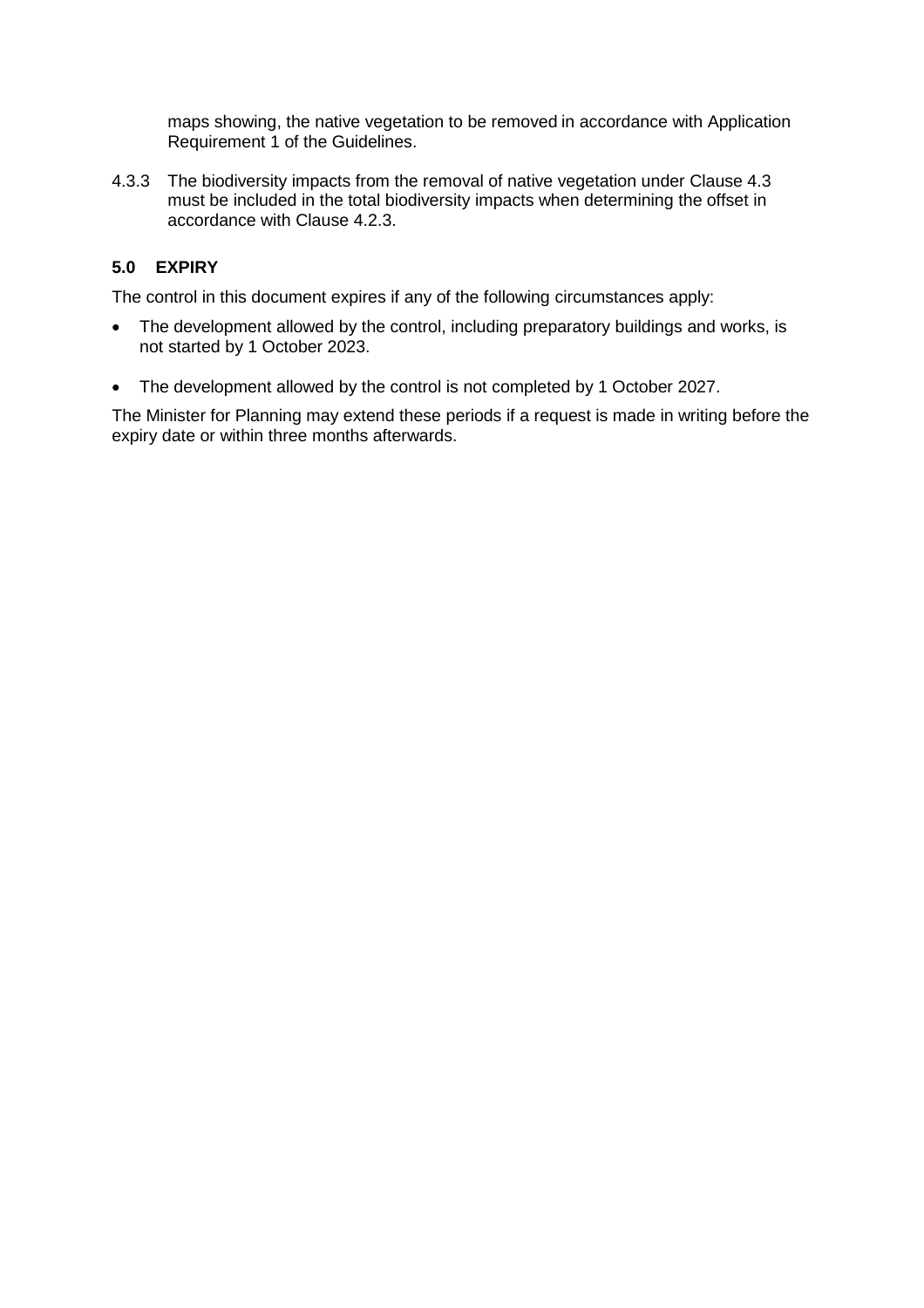maps showing, the native vegetation to be removed in accordance with Application Requirement 1 of the Guidelines.

4.3.3 The biodiversity impacts from the removal of native vegetation under Clause 4.3 must be included in the total biodiversity impacts when determining the offset in accordance with Clause 4.2.3.

## 5.0 EXPIRY

The control in this document expires if any of the following circumstances apply:

- The development allowed by the control, including preparatory buildings and works, is not started by 1 October 2023.
- The development allowed by the control is not completed by 1 October 2027.

The Minister for Planning may extend these periods if a request is made in writing before the expiry date or within three months afterwards.